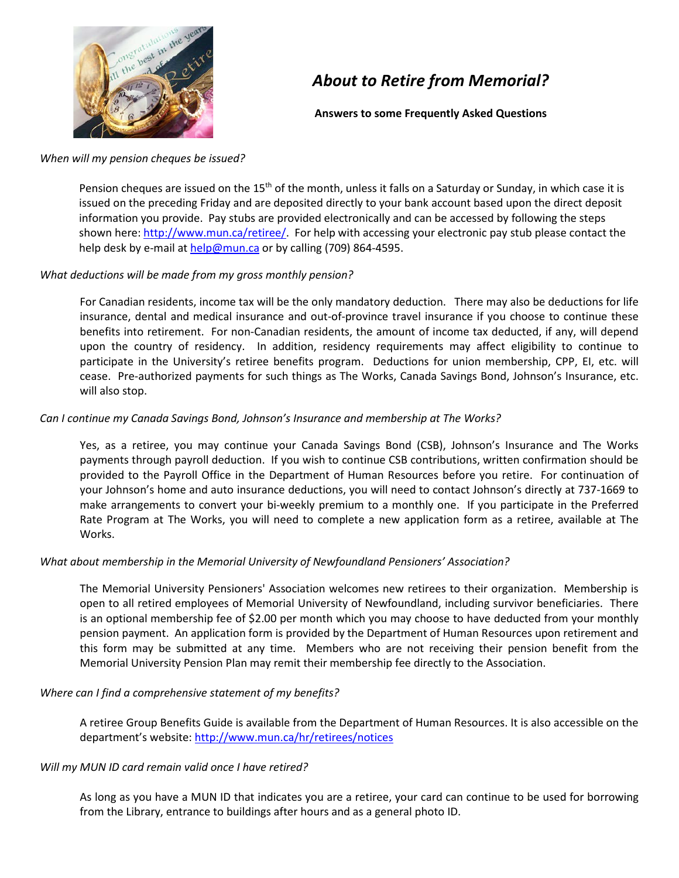# *About to Retire from Memorial?*

**Answers to some Frequently Asked Questions**

*When will my pension cheques be issued?*

Pension cheques are issued on the 15th of the month, unless it falls on a Saturday or Sunday, in which case it is issued on the preceding Friday and are deposited directly to your bank account based upon the direct deposit information you provide. Pay stubs are provided electronically and can be accessed by following the steps shown here: http://www.mun.ca/retiree/. For help with accessing your electronic pay stub please contact the help desk by e-mail at help@mun.ca or by calling (709) 864-4595.

*What deductions will be made from my gross monthly pension?*

For Canadian residents, income tax will be the only mandatory deduction. There may also be deductions for life insurance, dental and medical insurance and out-of-province travel insurance if you choose to continue these benefits into retirement. For non-Canadian residents, the amount of income tax deducted, if any, will depend upon the country of residency. In addition, residency requirements may affect eligibility to continue to participate in the University's retiree benefits program. Deductions for union membership, CPP, EI, etc. will cease. Pre-authorized payments for such things as The Works, Canada Savings Bond, Johnson's Insurance, etc. will also stop.

*Can I continue my Canada Savings Bond, Johnson's Insurance and membership at The Works?*

Yes, as a retiree, you may continue your Canada Savings Bond (CSB), Johnson's Insurance and The Works payments through payroll deduction. If you wish to continue CSB contributions, written confirmation should be provided to the Payroll Office in the Department of Human Resources before you retire. For continuation of your Johnson's home and auto insurance deductions, you will need to contact Johnson's directly at 737-1669 to make arrangements to convert your bi-weekly premium to a monthly one. If you participate in the Preferred Rate Program at The Works, you will need to complete a new application form as a retiree, available at The Works.

*What about membership in the Memorial University of Newfoundland Pensioners' Association?*

The Memorial University Pensioners' Association welcomes new retirees to their organization. Membership is open to all retired employees of Memorial University of Newfoundland, including survivor beneficiaries. There is an optional membership fee of $2.00 per month which you may choose to have deducted from your monthly pension payment. An application form is provided by the Department of Human Resources upon retirement and this form may be submitted at any time. Members who are not receiving their pension benefit from the Memorial University Pension Plan may remit their membership fee directly to the Association.

*Where can I find a comprehensive statement of my benefits?*

A retiree Group Benefits Guide is available from the Department of Human Resources. It is also accessible on the department's website: http://www.mun.ca/hr/retirees/notices

*Will my MUN ID card remain valid once I have retired?*

As long as you have a MUN ID that indicates you are a retiree, your card can continue to be used for borrowing from the Library, entrance to buildings after hours and as a general photo ID.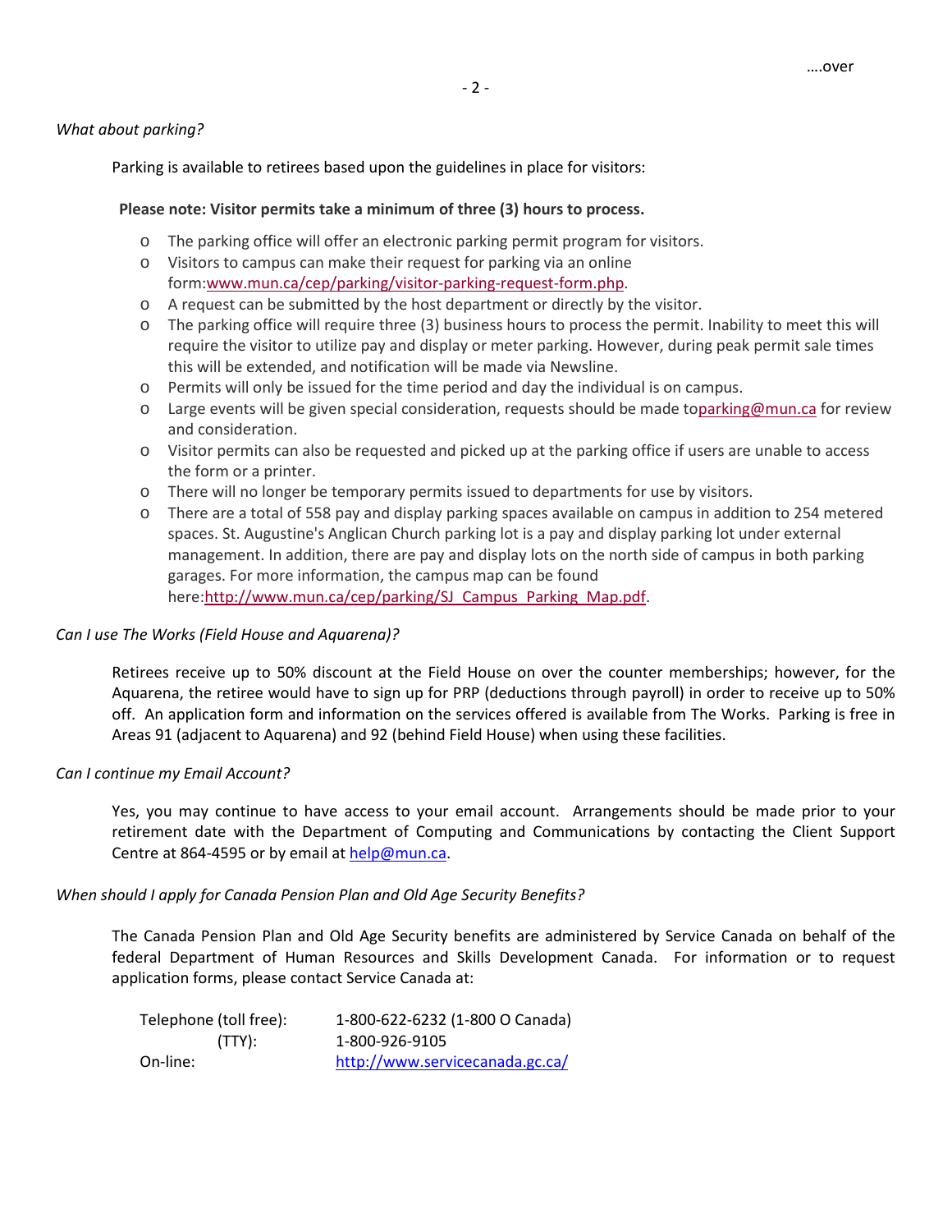*What about parking?*

Parking is available to retirees based upon the guidelines in place for visitors:

**Please note: Visitor permits take a minimum of three (3) hours to process.**

- The parking office will offer an electronic parking permit program for visitors.
- Visitors to campus can make their request for parking via an online form:www.mun.ca/cep/parking/visitor-parking-request-form.php.
- A request can be submitted by the host department or directly by the visitor.
- The parking office will require three (3) business hours to process the permit. Inability to meet this will require the visitor to utilize pay and display or meter parking. However, during peak permit sale times this will be extended, and notification will be made via Newsline.
- Permits will only be issued for the time period and day the individual is on campus.
- Large events will be given special consideration, requests should be made toparking@mun.ca for review and consideration.
- Visitor permits can also be requested and picked up at the parking office if users are unable to access the form or a printer.
- There will no longer be temporary permits issued to departments for use by visitors.
- There are a total of 558 pay and display parking spaces available on campus in addition to 254 metered spaces. St. Augustine's Anglican Church parking lot is a pay and display parking lot under external management. In addition, there are pay and display lots on the north side of campus in both parking garages. For more information, the campus map can be found here:http://www.mun.ca/cep/parking/SJ_Campus_Parking_Map.pdf.

*Can I use The Works (Field House and Aquarena)?*

Retirees receive up to 50% discount at the Field House on over the counter memberships; however, for the Aquarena, the retiree would have to sign up for PRP (deductions through payroll) in order to receive up to 50% off. An application form and information on the services offered is available from The Works. Parking is free in Areas 91 (adjacent to Aquarena) and 92 (behind Field House) when using these facilities.

*Can I continue my Email Account?*

Yes, you may continue to have access to your email account. Arrangements should be made prior to your retirement date with the Department of Computing and Communications by contacting the Client Support Centre at 864-4595 or by email at help@mun.ca.

*When should I apply for Canada Pension Plan and Old Age Security Benefits?*

The Canada Pension Plan and Old Age Security benefits are administered by Service Canada on behalf of the federal Department of Human Resources and Skills Development Canada. For information or to request application forms, please contact Service Canada at:

| | |
|---|---|
| Telephone (toll free): | 1-800-622-6232 (1-800 O Canada) |
| (TTY): | 1-800-926-9105 |
| On-line: | http://www.servicecanada.gc.ca/ |